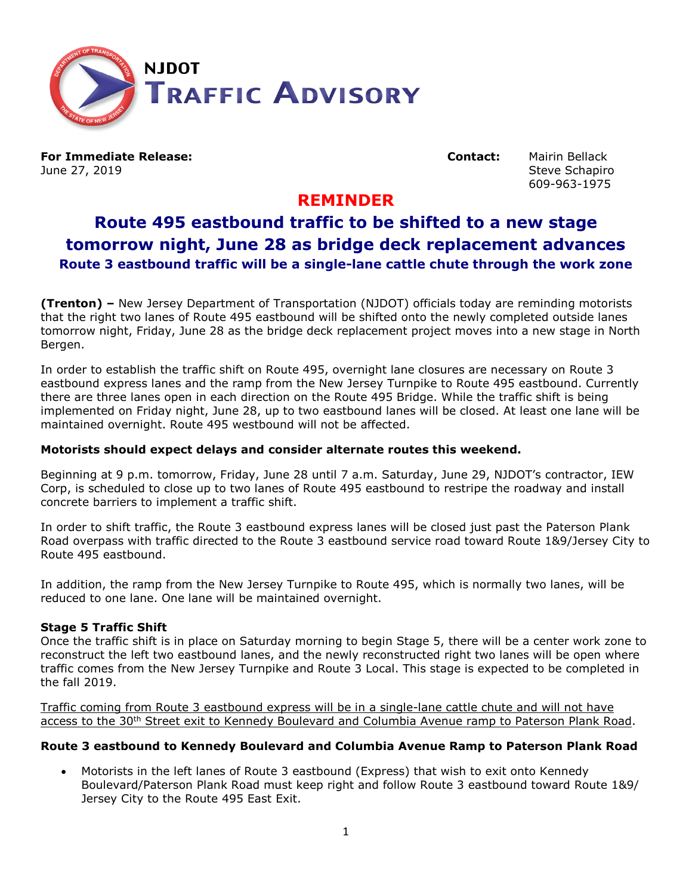# NJDOT Traffic Advisory

**For Immediate Release:**
June 27, 2019

**Contact:** Mairin Bellack
Steve Schapiro
609-963-1975

## REMINDER

## Route 495 eastbound traffic to be shifted to a new stage tomorrow night, June 28 as bridge deck replacement advances

### Route 3 eastbound traffic will be a single-lane cattle chute through the work zone

**(Trenton) –** New Jersey Department of Transportation (NJDOT) officials today are reminding motorists that the right two lanes of Route 495 eastbound will be shifted onto the newly completed outside lanes tomorrow night, Friday, June 28 as the bridge deck replacement project moves into a new stage in North Bergen.

In order to establish the traffic shift on Route 495, overnight lane closures are necessary on Route 3 eastbound express lanes and the ramp from the New Jersey Turnpike to Route 495 eastbound. Currently there are three lanes open in each direction on the Route 495 Bridge. While the traffic shift is being implemented on Friday night, June 28, up to two eastbound lanes will be closed. At least one lane will be maintained overnight. Route 495 westbound will not be affected.

**Motorists should expect delays and consider alternate routes this weekend.**

Beginning at 9 p.m. tomorrow, Friday, June 28 until 7 a.m. Saturday, June 29, NJDOT's contractor, IEW Corp, is scheduled to close up to two lanes of Route 495 eastbound to restripe the roadway and install concrete barriers to implement a traffic shift.

In order to shift traffic, the Route 3 eastbound express lanes will be closed just past the Paterson Plank Road overpass with traffic directed to the Route 3 eastbound service road toward Route 1&9/Jersey City to Route 495 eastbound.

In addition, the ramp from the New Jersey Turnpike to Route 495, which is normally two lanes, will be reduced to one lane. One lane will be maintained overnight.

**Stage 5 Traffic Shift**

Once the traffic shift is in place on Saturday morning to begin Stage 5, there will be a center work zone to reconstruct the left two eastbound lanes, and the newly reconstructed right two lanes will be open where traffic comes from the New Jersey Turnpike and Route 3 Local. This stage is expected to be completed in the fall 2019.

<u>Traffic coming from Route 3 eastbound express will be in a single-lane cattle chute and will not have access to the 30th Street exit to Kennedy Boulevard and Columbia Avenue ramp to Paterson Plank Road</u>.

**Route 3 eastbound to Kennedy Boulevard and Columbia Avenue Ramp to Paterson Plank Road**

- Motorists in the left lanes of Route 3 eastbound (Express) that wish to exit onto Kennedy Boulevard/Paterson Plank Road must keep right and follow Route 3 eastbound toward Route 1&9/ Jersey City to the Route 495 East Exit.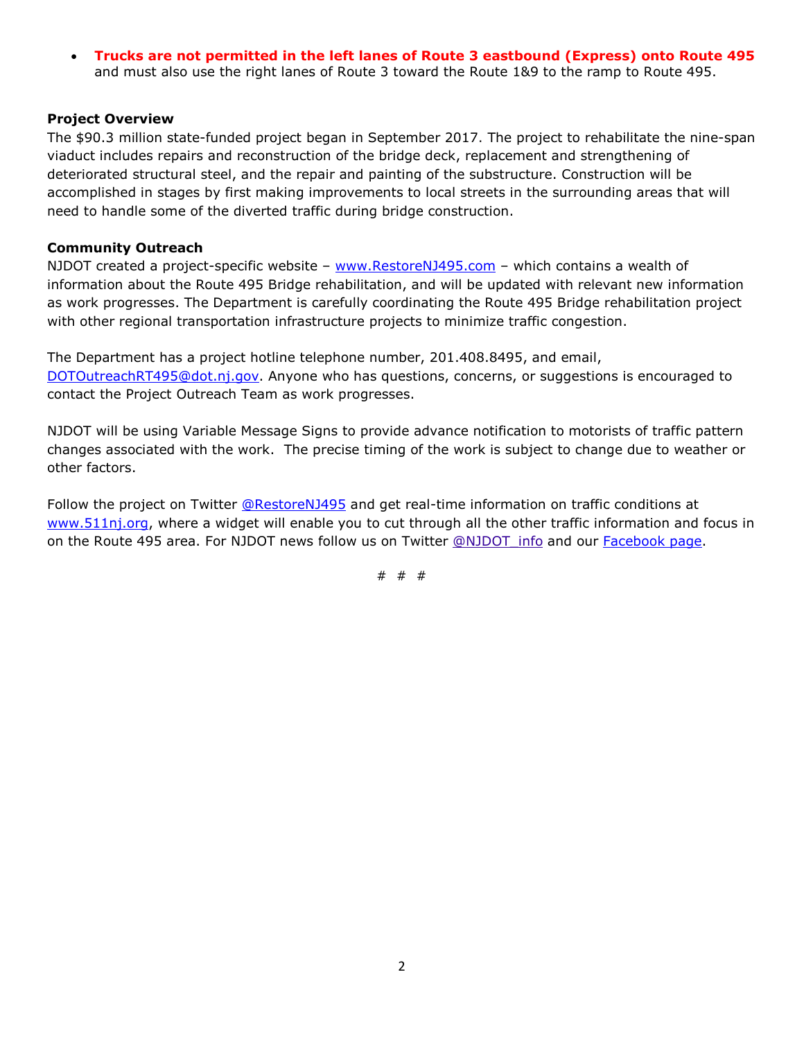- **Trucks are not permitted in the left lanes of Route 3 eastbound (Express) onto Route 495** and must also use the right lanes of Route 3 toward the Route 1&9 to the ramp to Route 495.

**Project Overview**

The $90.3 million state-funded project began in September 2017. The project to rehabilitate the nine-span viaduct includes repairs and reconstruction of the bridge deck, replacement and strengthening of deteriorated structural steel, and the repair and painting of the substructure. Construction will be accomplished in stages by first making improvements to local streets in the surrounding areas that will need to handle some of the diverted traffic during bridge construction.

**Community Outreach**

NJDOT created a project-specific website – [www.RestoreNJ495.com](http://www.RestoreNJ495.com) – which contains a wealth of information about the Route 495 Bridge rehabilitation, and will be updated with relevant new information as work progresses. The Department is carefully coordinating the Route 495 Bridge rehabilitation project with other regional transportation infrastructure projects to minimize traffic congestion.

The Department has a project hotline telephone number, 201.408.8495, and email, [DOTOutreachRT495@dot.nj.gov](mailto:DOTOutreachRT495@dot.nj.gov). Anyone who has questions, concerns, or suggestions is encouraged to contact the Project Outreach Team as work progresses.

NJDOT will be using Variable Message Signs to provide advance notification to motorists of traffic pattern changes associated with the work. The precise timing of the work is subject to change due to weather or other factors.

Follow the project on Twitter @RestoreNJ495 and get real-time information on traffic conditions at [www.511nj.org](http://www.511nj.org), where a widget will enable you to cut through all the other traffic information and focus in on the Route 495 area. For NJDOT news follow us on Twitter @NJDOT_info and our Facebook page.

# # #